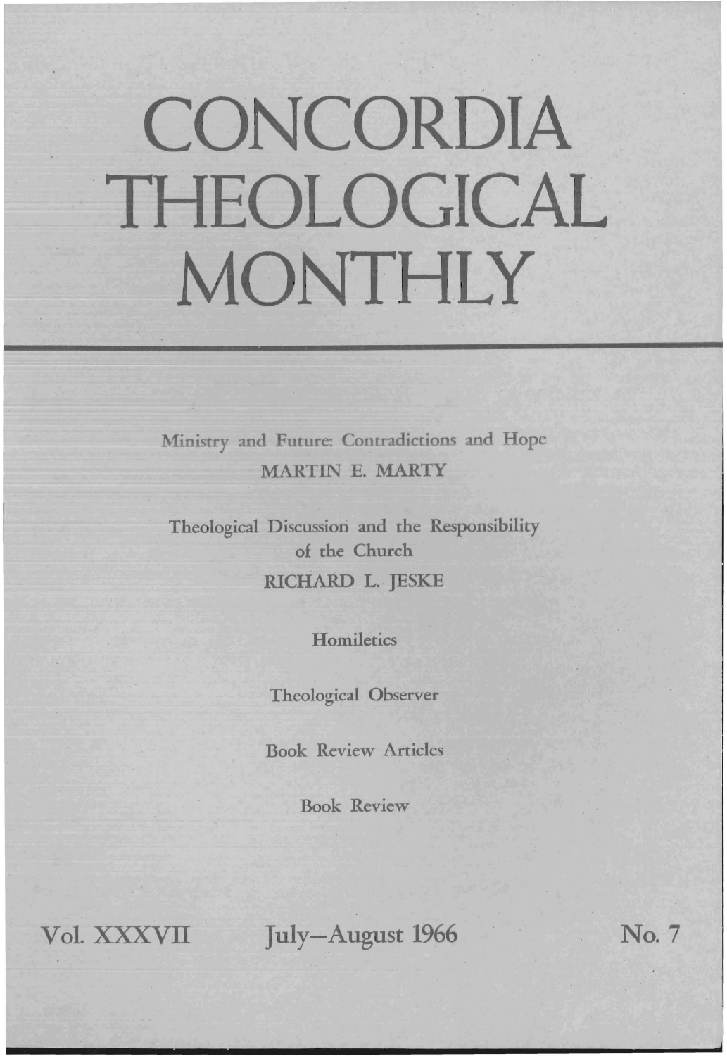# CONCORDIA THEOLOGICAL MONTHLY

Ministry and Future: Contradictions and Hope
MARTIN E. MARTY

Theological Discussion and the Responsibility of the Church
RICHARD L. JESKE

Homiletics

Theological Observer

Book Review Articles

Book Review

Vol. XXXVII July–August 1966 No. 7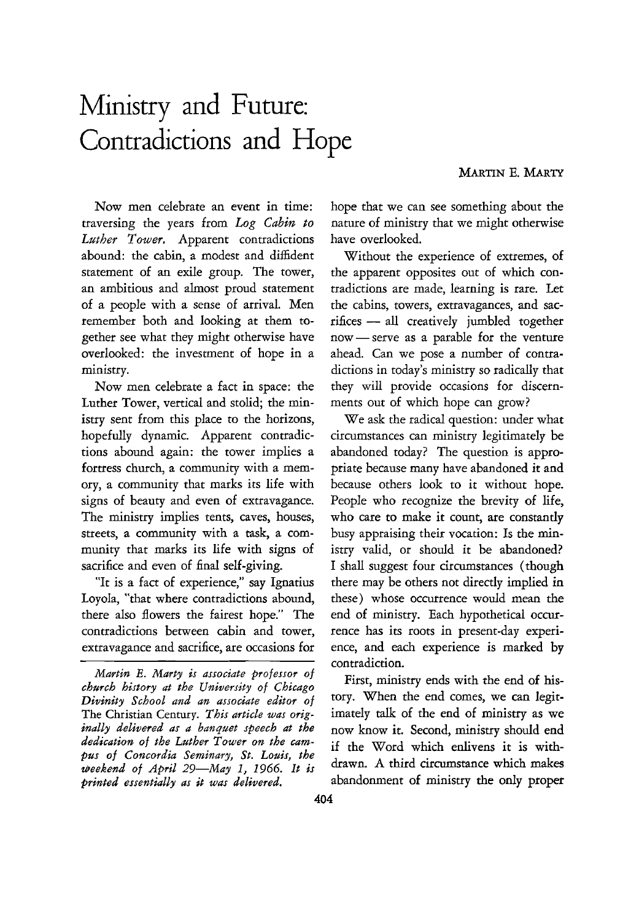# Ministry and Future: Contradictions and Hope

MARTIN E. MARTY

Now men celebrate an event in time: traversing the years from *Log Cabin to Luther Tower.* Apparent contradictions abound: the cabin, a modest and diffident statement of an exile group. The tower, an ambitious and almost proud statement of a people with a sense of arrival. Men remember both and looking at them together see what they might otherwise have overlooked: the investment of hope in a ministry.

Now men celebrate a fact in space: the Luther Tower, vertical and stolid; the ministry sent from this place to the horizons, hopefully dynamic. Apparent contradictions abound again: the tower implies a fortress church, a community with a memory, a community that marks its life with signs of beauty and even of extravagance. The ministry implies tents, caves, houses, streets, a community with a task, a community that marks its life with signs of sacrifice and even of final self-giving.

"It is a fact of experience," say Ignatius Loyola, "that where contradictions abound, there also flowers the fairest hope." The contradictions between cabin and tower, extravagance and sacrifice, are occasions for hope that we can see something about the nature of ministry that we might otherwise have overlooked.

Without the experience of extremes, of the apparent opposites out of which contradictions are made, learning is rare. Let the cabins, towers, extravagances, and sacrifices — all creatively jumbled together now — serve as a parable for the venture ahead. Can we pose a number of contradictions in today's ministry so radically that they will provide occasions for discernments out of which hope can grow?

We ask the radical question: under what circumstances can ministry legitimately be abandoned today? The question is appropriate because many have abandoned it and because others look to it without hope. People who recognize the brevity of life, who care to make it count, are constantly busy appraising their vocation: Is the ministry valid, or should it be abandoned? I shall suggest four circumstances (though there may be others not directly implied in these) whose occurrence would mean the end of ministry. Each hypothetical occurrence has its roots in present-day experience, and each experience is marked by contradiction.

First, ministry ends with the end of history. When the end comes, we can legitimately talk of the end of ministry as we now know it. Second, ministry should end if the Word which enlivens it is withdrawn. A third circumstance which makes abandonment of ministry the only proper

*Martin E. Marty is associate professor of church history at the University of Chicago Divinity School and an associate editor of* The Christian Century. *This article was originally delivered as a banquet speech at the dedication of the Luther Tower on the campus of Concordia Seminary, St. Louis, the weekend of April 29—May 1, 1966. It is printed essentially as it was delivered.*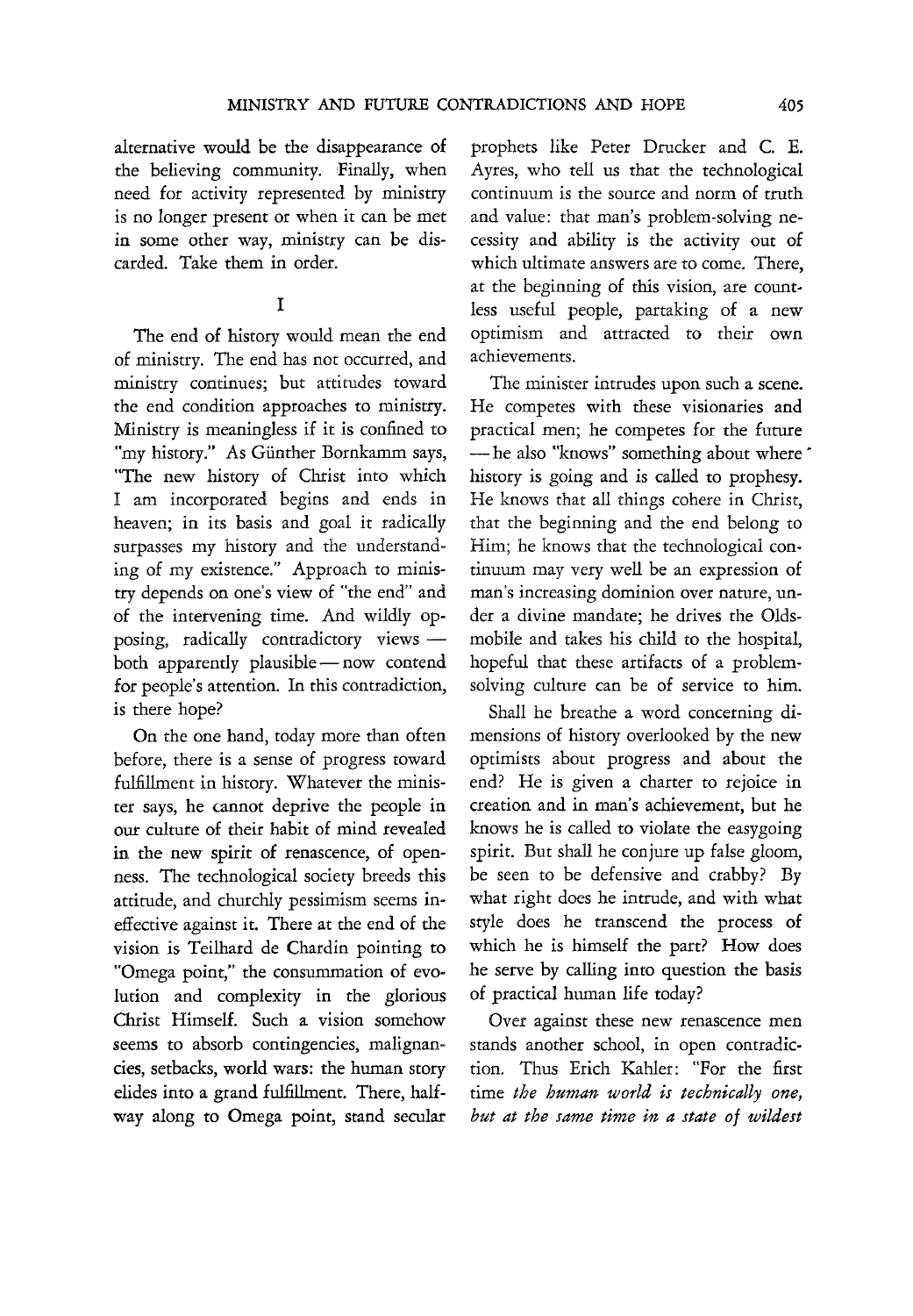alternative would be the disappearance of the believing community. Finally, when need for activity represented by ministry is no longer present or when it can be met in some other way, ministry can be discarded. Take them in order.

## I

The end of history would mean the end of ministry. The end has not occurred, and ministry continues; but attitudes toward the end condition approaches to ministry. Ministry is meaningless if it is confined to "my history." As Günther Bornkamm says, "The new history of Christ into which I am incorporated begins and ends in heaven; in its basis and goal it radically surpasses my history and the understanding of my existence." Approach to ministry depends on one's view of "the end" and of the intervening time. And wildly opposing, radically contradictory views — both apparently plausible — now contend for people's attention. In this contradiction, is there hope?

On the one hand, today more than often before, there is a sense of progress toward fulfillment in history. Whatever the minister says, he cannot deprive the people in our culture of their habit of mind revealed in the new spirit of renascence, of openness. The technological society breeds this attitude, and churchly pessimism seems ineffective against it. There at the end of the vision is Teilhard de Chardin pointing to "Omega point," the consummation of evolution and complexity in the glorious Christ Himself. Such a vision somehow seems to absorb contingencies, malignancies, setbacks, world wars: the human story elides into a grand fulfillment. There, halfway along to Omega point, stand secular prophets like Peter Drucker and C. E. Ayres, who tell us that the technological continuum is the source and norm of truth and value: that man's problem-solving necessity and ability is the activity out of which ultimate answers are to come. There, at the beginning of this vision, are countless useful people, partaking of a new optimism and attracted to their own achievements.

The minister intrudes upon such a scene. He competes with these visionaries and practical men; he competes for the future — he also "knows" something about where history is going and is called to prophesy. He knows that all things cohere in Christ, that the beginning and the end belong to Him; he knows that the technological continuum may very well be an expression of man's increasing dominion over nature, under a divine mandate; he drives the Oldsmobile and takes his child to the hospital, hopeful that these artifacts of a problem-solving culture can be of service to him.

Shall he breathe a word concerning dimensions of history overlooked by the new optimists about progress and about the end? He is given a charter to rejoice in creation and in man's achievement, but he knows he is called to violate the easygoing spirit. But shall he conjure up false gloom, be seen to be defensive and crabby? By what right does he intrude, and with what style does he transcend the process of which he is himself the part? How does he serve by calling into question the basis of practical human life today?

Over against these new renascence men stands another school, in open contradiction. Thus Erich Kahler: "For the first time *the human world is technically one, but at the same time in a state of wildest*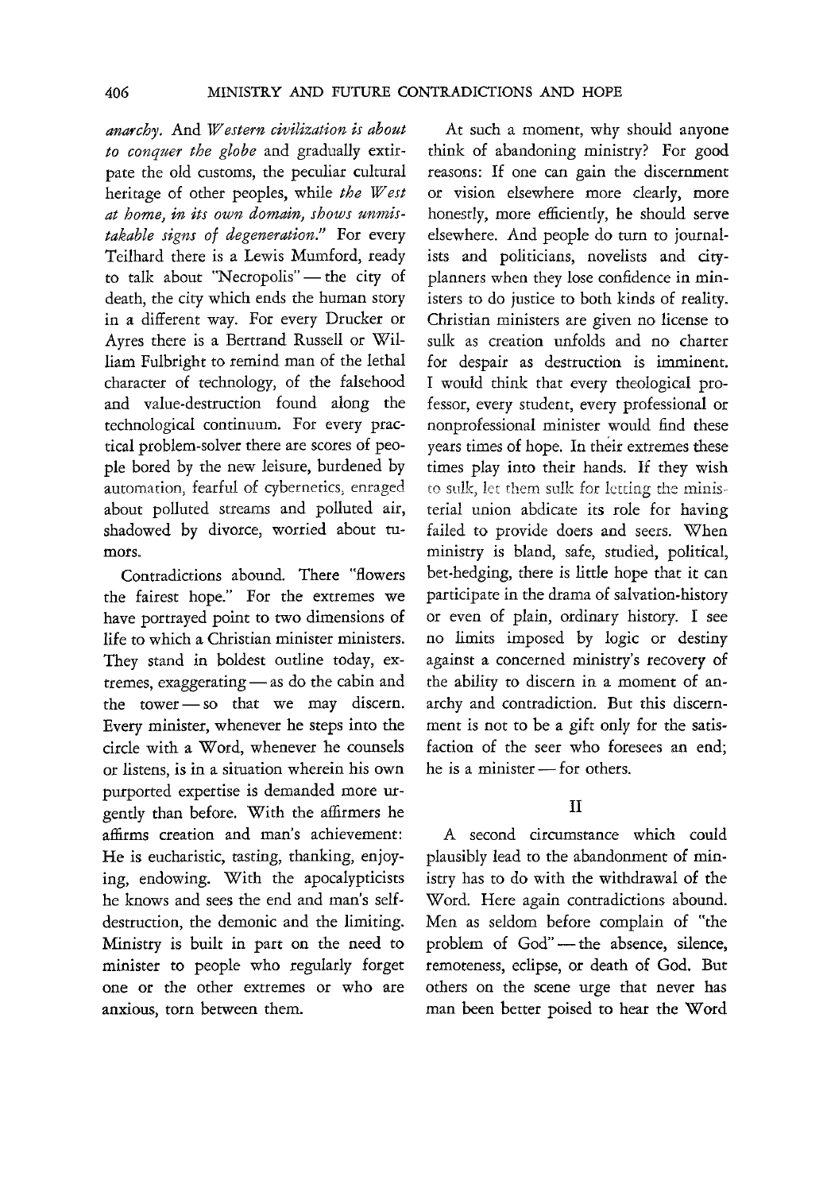*anarchy.* And *Western civilization is about to conquer the globe* and gradually extirpate the old customs, the peculiar cultural heritage of other peoples, while *the West at home, in its own domain, shows unmistakable signs of degeneration."* For every Teilhard there is a Lewis Mumford, ready to talk about "Necropolis" — the city of death, the city which ends the human story in a different way. For every Drucker or Ayres there is a Bertrand Russell or William Fulbright to remind man of the lethal character of technology, of the falsehood and value-destruction found along the technological continuum. For every practical problem-solver there are scores of people bored by the new leisure, burdened by automation, fearful of cybernetics, enraged about polluted streams and polluted air, shadowed by divorce, worried about tumors.

Contradictions abound. There "flowers the fairest hope." For the extremes we have portrayed point to two dimensions of life to which a Christian minister ministers. They stand in boldest outline today, extremes, exaggerating — as do the cabin and the tower — so that we may discern. Every minister, whenever he steps into the circle with a Word, whenever he counsels or listens, is in a situation wherein his own purported expertise is demanded more urgently than before. With the affirmers he affirms creation and man's achievement: He is eucharistic, tasting, thanking, enjoying, endowing. With the apocalypticists he knows and sees the end and man's self-destruction, the demonic and the limiting. Ministry is built in part on the need to minister to people who regularly forget one or the other extremes or who are anxious, torn between them.

At such a moment, why should anyone think of abandoning ministry? For good reasons: If one can gain the discernment or vision elsewhere more clearly, more honestly, more efficiently, he should serve elsewhere. And people do turn to journalists and politicians, novelists and city-planners when they lose confidence in ministers to do justice to both kinds of reality. Christian ministers are given no license to sulk as creation unfolds and no charter for despair as destruction is imminent. I would think that every theological professor, every student, every professional or nonprofessional minister would find these years times of hope. In their extremes these times play into their hands. If they wish to sulk, let them sulk for letting the ministerial union abdicate its role for having failed to provide doers and seers. When ministry is bland, safe, studied, political, bet-hedging, there is little hope that it can participate in the drama of salvation-history or even of plain, ordinary history. I see no limits imposed by logic or destiny against a concerned ministry's recovery of the ability to discern in a moment of anarchy and contradiction. But this discernment is not to be a gift only for the satisfaction of the seer who foresees an end; he is a minister — for others.

## II

A second circumstance which could plausibly lead to the abandonment of ministry has to do with the withdrawal of the Word. Here again contradictions abound. Men as seldom before complain of "the problem of God" — the absence, silence, remoteness, eclipse, or death of God. But others on the scene urge that never has man been better poised to hear the Word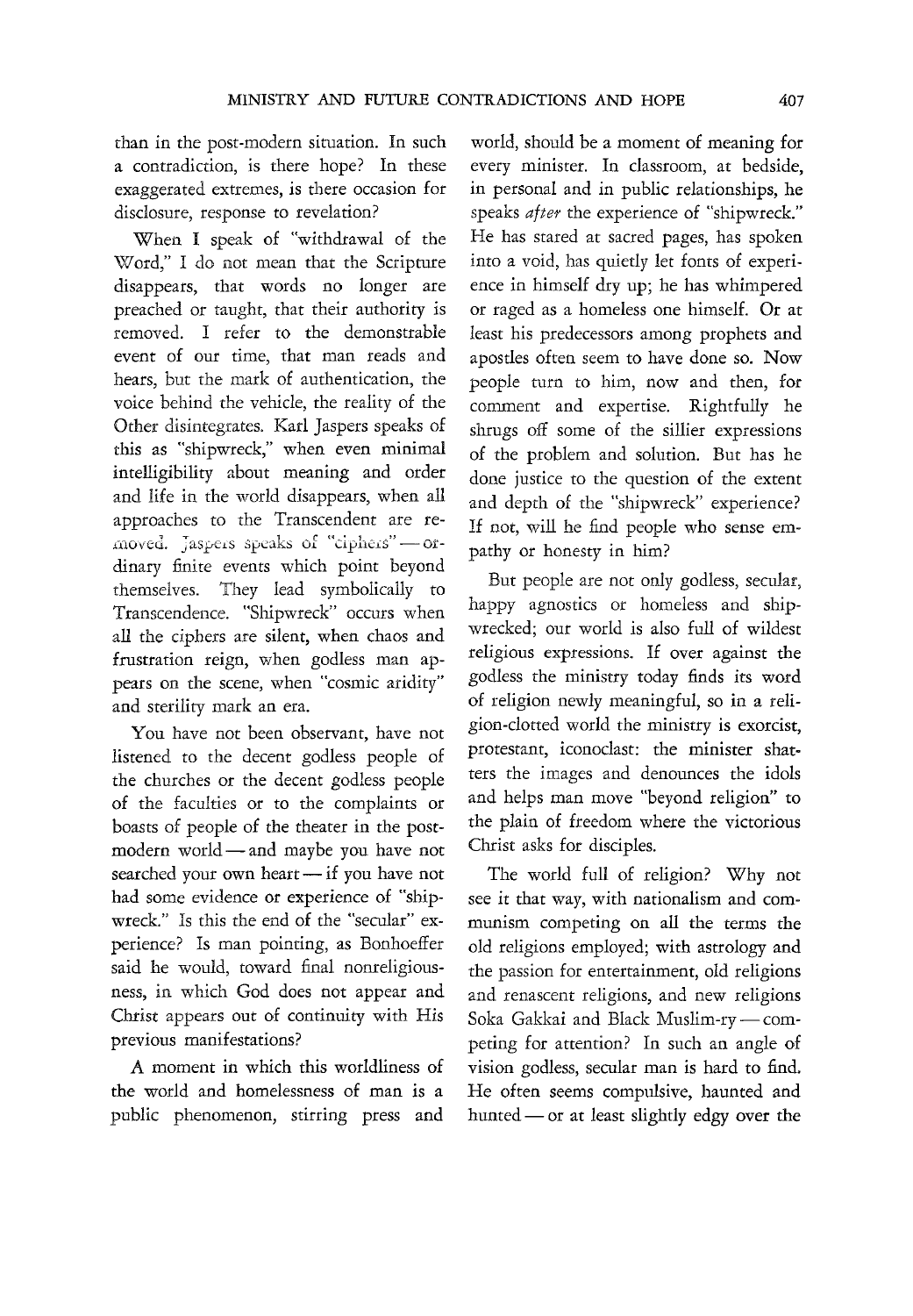than in the post-modern situation. In such a contradiction, is there hope? In these exaggerated extremes, is there occasion for disclosure, response to revelation?

When I speak of "withdrawal of the Word," I do not mean that the Scripture disappears, that words no longer are preached or taught, that their authority is removed. I refer to the demonstrable event of our time, that man reads and hears, but the mark of authentication, the voice behind the vehicle, the reality of the Other disintegrates. Karl Jaspers speaks of this as "shipwreck," when even minimal intelligibility about meaning and order and life in the world disappears, when all approaches to the Transcendent are removed. Jaspers speaks of "ciphers" — ordinary finite events which point beyond themselves. They lead symbolically to Transcendence. "Shipwreck" occurs when all the ciphers are silent, when chaos and frustration reign, when godless man appears on the scene, when "cosmic aridity" and sterility mark an era.

You have not been observant, have not listened to the decent godless people of the churches or the decent godless people of the faculties or to the complaints or boasts of people of the theater in the post-modern world — and maybe you have not searched your own heart — if you have not had some evidence or experience of "shipwreck." Is this the end of the "secular" experience? Is man pointing, as Bonhoeffer said he would, toward final nonreligiousness, in which God does not appear and Christ appears out of continuity with His previous manifestations?

A moment in which this worldliness of the world and homelessness of man is a public phenomenon, stirring press and world, should be a moment of meaning for every minister. In classroom, at bedside, in personal and in public relationships, he speaks *after* the experience of "shipwreck." He has stared at sacred pages, has spoken into a void, has quietly let fonts of experience in himself dry up; he has whimpered or raged as a homeless one himself. Or at least his predecessors among prophets and apostles often seem to have done so. Now people turn to him, now and then, for comment and expertise. Rightfully he shrugs off some of the sillier expressions of the problem and solution. But has he done justice to the question of the extent and depth of the "shipwreck" experience? If not, will he find people who sense empathy or honesty in him?

But people are not only godless, secular, happy agnostics or homeless and shipwrecked; our world is also full of wildest religious expressions. If over against the godless the ministry today finds its word of religion newly meaningful, so in a religion-clotted world the ministry is exorcist, protestant, iconoclast: the minister shatters the images and denounces the idols and helps man move "beyond religion" to the plain of freedom where the victorious Christ asks for disciples.

The world full of religion? Why not see it that way, with nationalism and communism competing on all the terms the old religions employed; with astrology and the passion for entertainment, old religions and renascent religions, and new religions Soka Gakkai and Black Muslim-ry — competing for attention? In such an angle of vision godless, secular man is hard to find. He often seems compulsive, haunted and hunted — or at least slightly edgy over the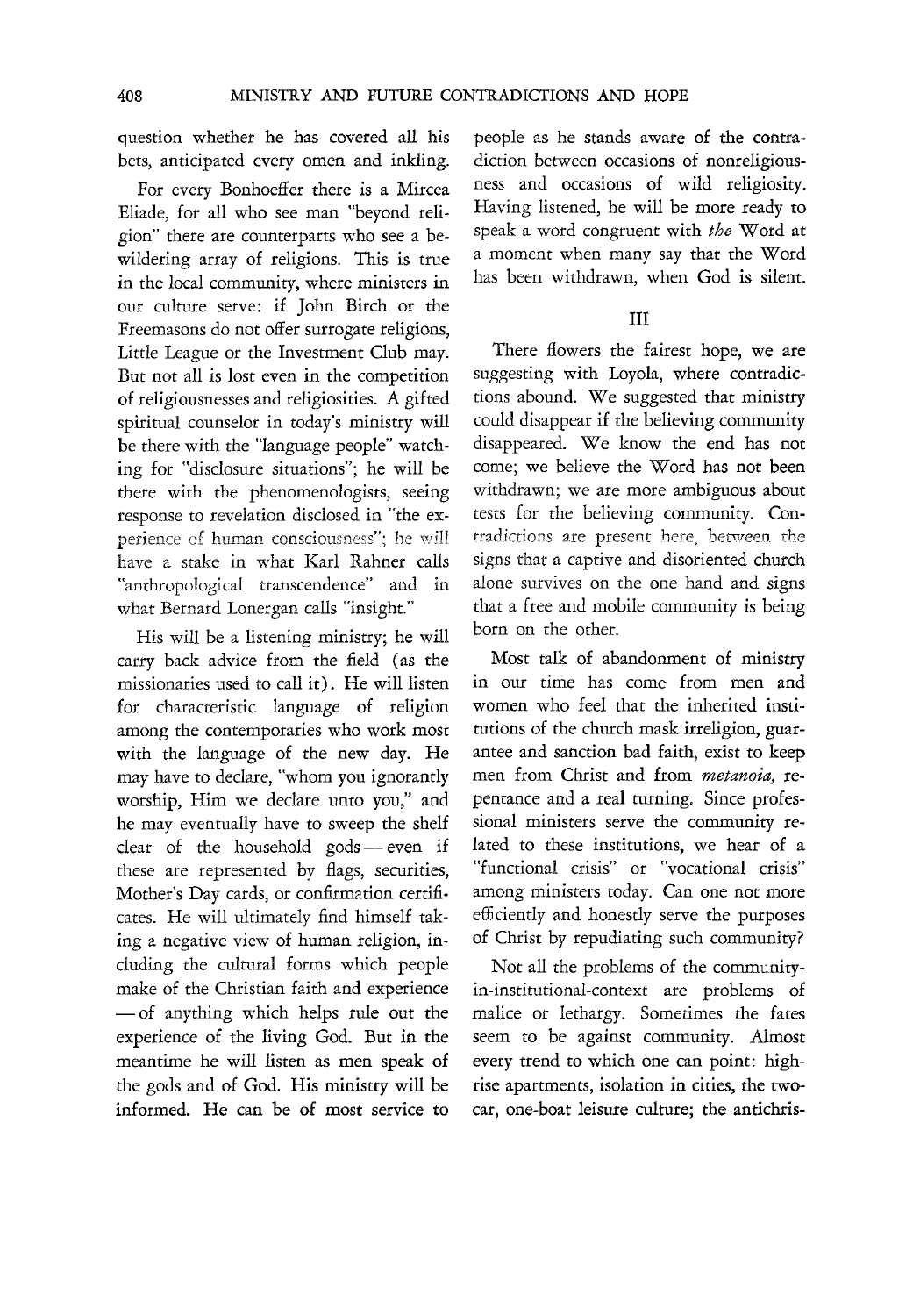question whether he has covered all his bets, anticipated every omen and inkling.

For every Bonhoeffer there is a Mircea Eliade, for all who see man "beyond religion" there are counterparts who see a bewildering array of religions. This is true in the local community, where ministers in our culture serve: if John Birch or the Freemasons do not offer surrogate religions, Little League or the Investment Club may. But not all is lost even in the competition of religiousnesses and religiosities. A gifted spiritual counselor in today's ministry will be there with the "language people" watching for "disclosure situations"; he will be there with the phenomenologists, seeing response to revelation disclosed in "the experience of human consciousness"; he will have a stake in what Karl Rahner calls "anthropological transcendence" and in what Bernard Lonergan calls "insight."

His will be a listening ministry; he will carry back advice from the field (as the missionaries used to call it). He will listen for characteristic language of religion among the contemporaries who work most with the language of the new day. He may have to declare, "whom you ignorantly worship, Him we declare unto you," and he may eventually have to sweep the shelf clear of the household gods — even if these are represented by flags, securities, Mother's Day cards, or confirmation certificates. He will ultimately find himself taking a negative view of human religion, including the cultural forms which people make of the Christian faith and experience — of anything which helps rule out the experience of the living God. But in the meantime he will listen as men speak of the gods and of God. His ministry will be informed. He can be of most service to people as he stands aware of the contradiction between occasions of nonreligiousness and occasions of wild religiosity. Having listened, he will be more ready to speak a word congruent with *the* Word at a moment when many say that the Word has been withdrawn, when God is silent.

## III

There flowers the fairest hope, we are suggesting with Loyola, where contradictions abound. We suggested that ministry could disappear if the believing community disappeared. We know the end has not come; we believe the Word has not been withdrawn; we are more ambiguous about tests for the believing community. Contradictions are present here, between the signs that a captive and disoriented church alone survives on the one hand and signs that a free and mobile community is being born on the other.

Most talk of abandonment of ministry in our time has come from men and women who feel that the inherited institutions of the church mask irreligion, guarantee and sanction bad faith, exist to keep men from Christ and from *metanoia,* repentance and a real turning. Since professional ministers serve the community related to these institutions, we hear of a "functional crisis" or "vocational crisis" among ministers today. Can one not more efficiently and honestly serve the purposes of Christ by repudiating such community?

Not all the problems of the community-in-institutional-context are problems of malice or lethargy. Sometimes the fates seem to be against community. Almost every trend to which one can point: high-rise apartments, isolation in cities, the two-car, one-boat leisure culture; the antichris-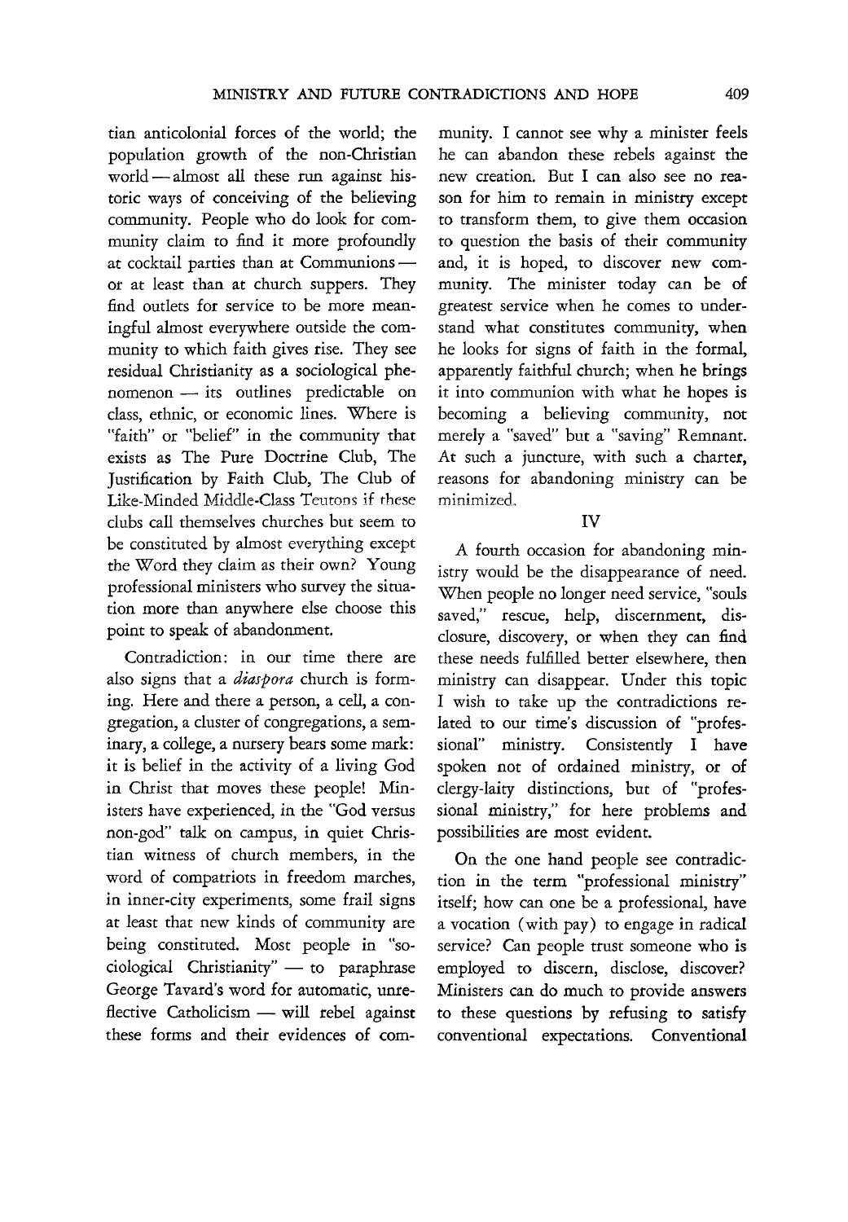tian anticolonial forces of the world; the population growth of the non-Christian world — almost all these run against historic ways of conceiving of the believing community. People who do look for community claim to find it more profoundly at cocktail parties than at Communions — or at least than at church suppers. They find outlets for service to be more meaningful almost everywhere outside the community to which faith gives rise. They see residual Christianity as a sociological phenomenon — its outlines predictable on class, ethnic, or economic lines. Where is "faith" or "belief" in the community that exists as The Pure Doctrine Club, The Justification by Faith Club, The Club of Like-Minded Middle-Class Teutons if these clubs call themselves churches but seem to be constituted by almost everything except the Word they claim as their own? Young professional ministers who survey the situation more than anywhere else choose this point to speak of abandonment.

Contradiction: in our time there are also signs that a *diaspora* church is forming. Here and there a person, a cell, a congregation, a cluster of congregations, a seminary, a college, a nursery bears some mark: it is belief in the activity of a living God in Christ that moves these people! Ministers have experienced, in the "God versus non-god" talk on campus, in quiet Christian witness of church members, in the word of compatriots in freedom marches, in inner-city experiments, some frail signs at least that new kinds of community are being constituted. Most people in "sociological Christianity" — to paraphrase George Tavard's word for automatic, unreflective Catholicism — will rebel against these forms and their evidences of community. I cannot see why a minister feels he can abandon these rebels against the new creation. But I can also see no reason for him to remain in ministry except to transform them, to give them occasion to question the basis of their community and, it is hoped, to discover new community. The minister today can be of greatest service when he comes to understand what constitutes community, when he looks for signs of faith in the formal, apparently faithful church; when he brings it into communion with what he hopes is becoming a believing community, not merely a "saved" but a "saving" Remnant. At such a juncture, with such a charter, reasons for abandoning ministry can be minimized.

## IV

A fourth occasion for abandoning ministry would be the disappearance of need. When people no longer need service, "souls saved," rescue, help, discernment, disclosure, discovery, or when they can find these needs fulfilled better elsewhere, then ministry can disappear. Under this topic I wish to take up the contradictions related to our time's discussion of "professional" ministry. Consistently I have spoken not of ordained ministry, or of clergy-laity distinctions, but of "professional ministry," for here problems and possibilities are most evident.

On the one hand people see contradiction in the term "professional ministry" itself; how can one be a professional, have a vocation (with pay) to engage in radical service? Can people trust someone who is employed to discern, disclose, discover? Ministers can do much to provide answers to these questions by refusing to satisfy conventional expectations. Conventional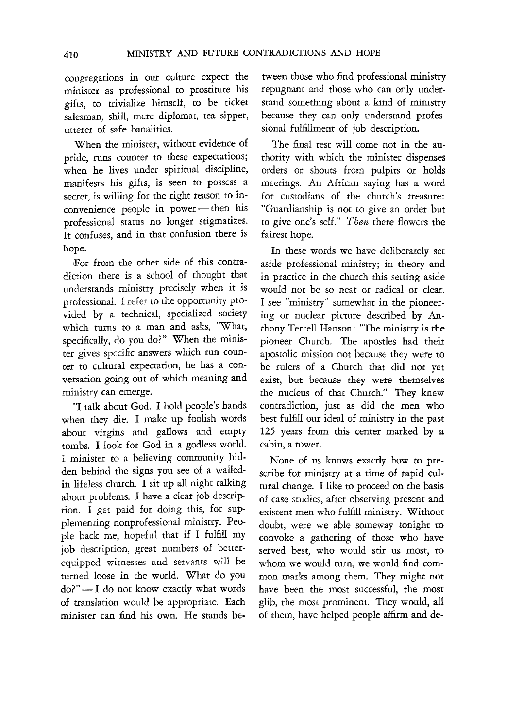congregations in our culture expect the minister as professional to prostitute his gifts, to trivialize himself, to be ticket salesman, shill, mere diplomat, tea sipper, utterer of safe banalities.

When the minister, without evidence of pride, runs counter to these expectations; when he lives under spiritual discipline, manifests his gifts, is seen to possess a secret, is willing for the right reason to inconvenience people in power — then his professional status no longer stigmatizes. It confuses, and in that confusion there is hope.

For from the other side of this contradiction there is a school of thought that understands ministry precisely when it is professional. I refer to the opportunity provided by a technical, specialized society which turns to a man and asks, "What, specifically, do you do?" When the minister gives specific answers which run counter to cultural expectation, he has a conversation going out of which meaning and ministry can emerge.

"I talk about God. I hold people's hands when they die. I make up foolish words about virgins and gallows and empty tombs. I look for God in a godless world. I minister to a believing community hidden behind the signs you see of a walled-in lifeless church. I sit up all night talking about problems. I have a clear job description. I get paid for doing this, for supplementing nonprofessional ministry. People back me, hopeful that if I fulfill my job description, great numbers of better-equipped witnesses and servants will be turned loose in the world. What do you do?" — I do not know exactly what words of translation would be appropriate. Each minister can find his own. He stands between those who find professional ministry repugnant and those who can only understand something about a kind of ministry because they can only understand professional fulfillment of job description.

The final test will come not in the authority with which the minister dispenses orders or shouts from pulpits or holds meetings. An African saying has a word for custodians of the church's treasure: "Guardianship is not to give an order but to give one's self." *Then* there flowers the fairest hope.

In these words we have deliberately set aside professional ministry; in theory and in practice in the church this setting aside would not be so neat or radical or clear. I see "ministry" somewhat in the pioneering or nuclear picture described by Anthony Terrell Hanson: "The ministry is the pioneer Church. The apostles had their apostolic mission not because they were to be rulers of a Church that did not yet exist, but because they were themselves the nucleus of that Church." They knew contradiction, just as did the men who best fulfill our ideal of ministry in the past 125 years from this center marked by a cabin, a tower.

None of us knows exactly how to prescribe for ministry at a time of rapid cultural change. I like to proceed on the basis of case studies, after observing present and existent men who fulfill ministry. Without doubt, were we able someway tonight to convoke a gathering of those who have served best, who would stir us most, to whom we would turn, we would find common marks among them. They might not have been the most successful, the most glib, the most prominent. They would, all of them, have helped people affirm and de-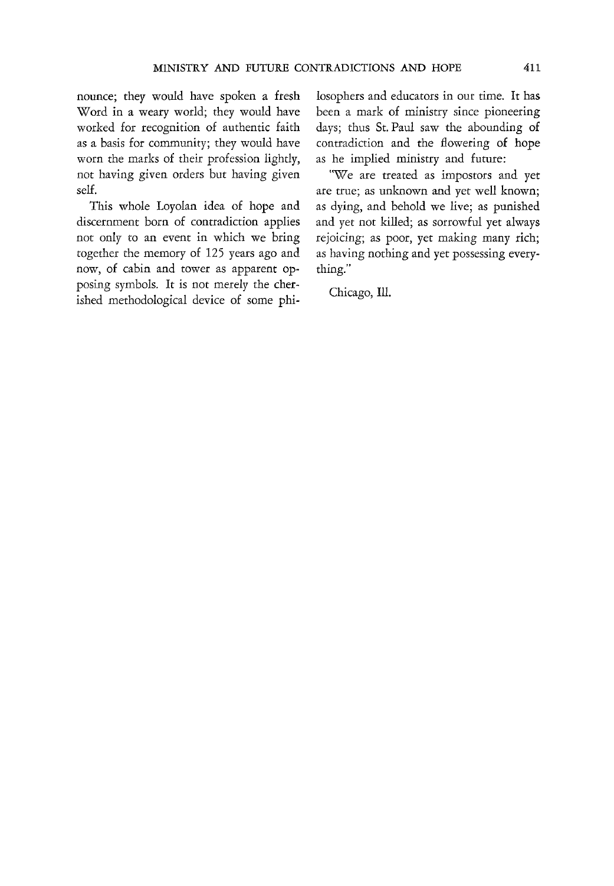nounce; they would have spoken a fresh Word in a weary world; they would have worked for recognition of authentic faith as a basis for community; they would have worn the marks of their profession lightly, not having given orders but having given self.

This whole Loyolan idea of hope and discernment born of contradiction applies not only to an event in which we bring together the memory of 125 years ago and now, of cabin and tower as apparent opposing symbols. It is not merely the cherished methodological device of some philosophers and educators in our time. It has been a mark of ministry since pioneering days; thus St. Paul saw the abounding of contradiction and the flowering of hope as he implied ministry and future:

"We are treated as impostors and yet are true; as unknown and yet well known; as dying, and behold we live; as punished and yet not killed; as sorrowful yet always rejoicing; as poor, yet making many rich; as having nothing and yet possessing everything."

Chicago, Ill.